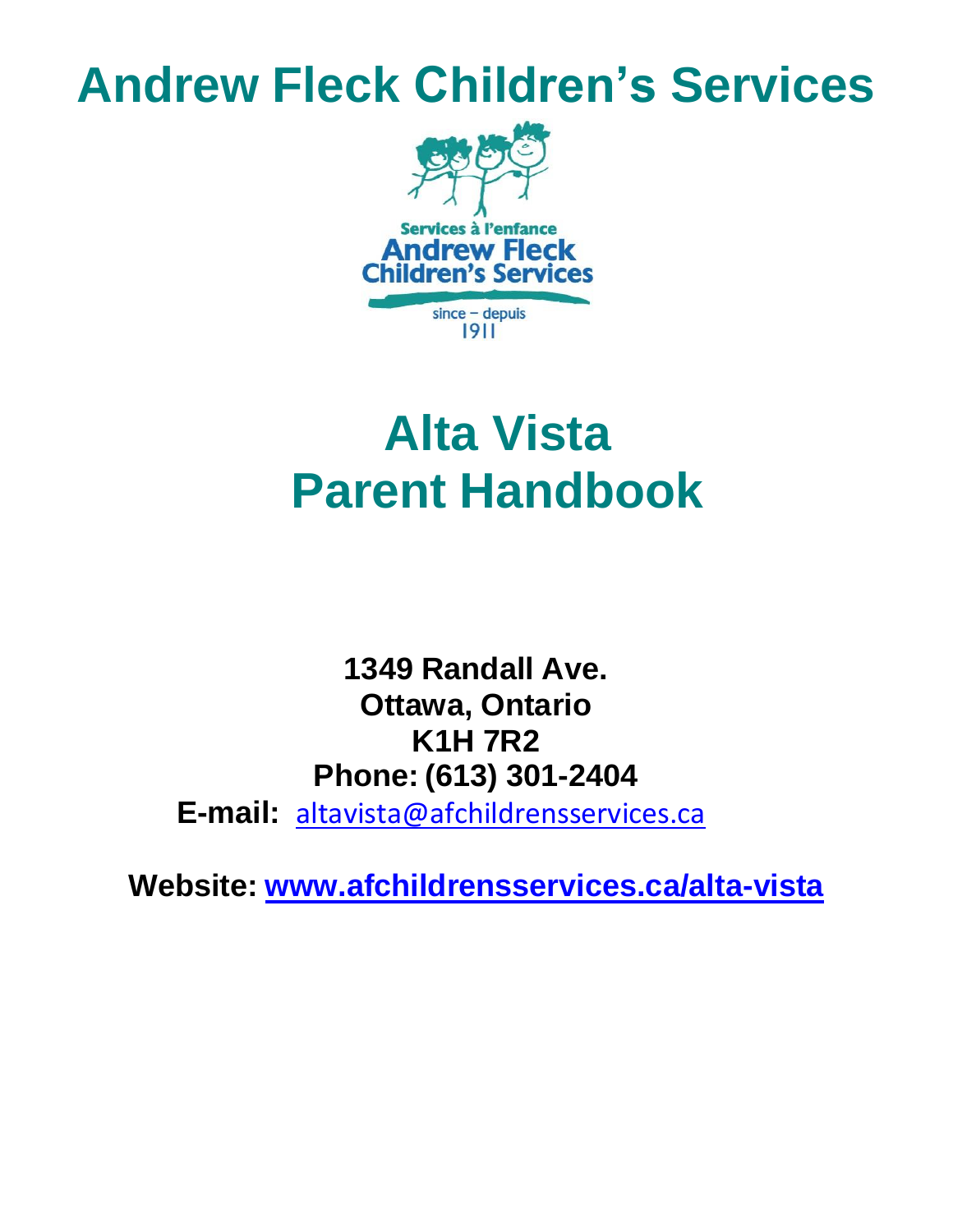# Andrew Fleck Children's Services

Services à l'enfance
Andrew Fleck
Children's Services
since – depuis
1911

# Alta Vista
# Parent Handbook

**1349 Randall Ave.**
**Ottawa, Ontario**
**K1H 7R2**
**Phone: (613) 301-2404**
**E-mail:** altavista@afchildrensservices.ca

**Website: www.afchildrensservices.ca/alta-vista**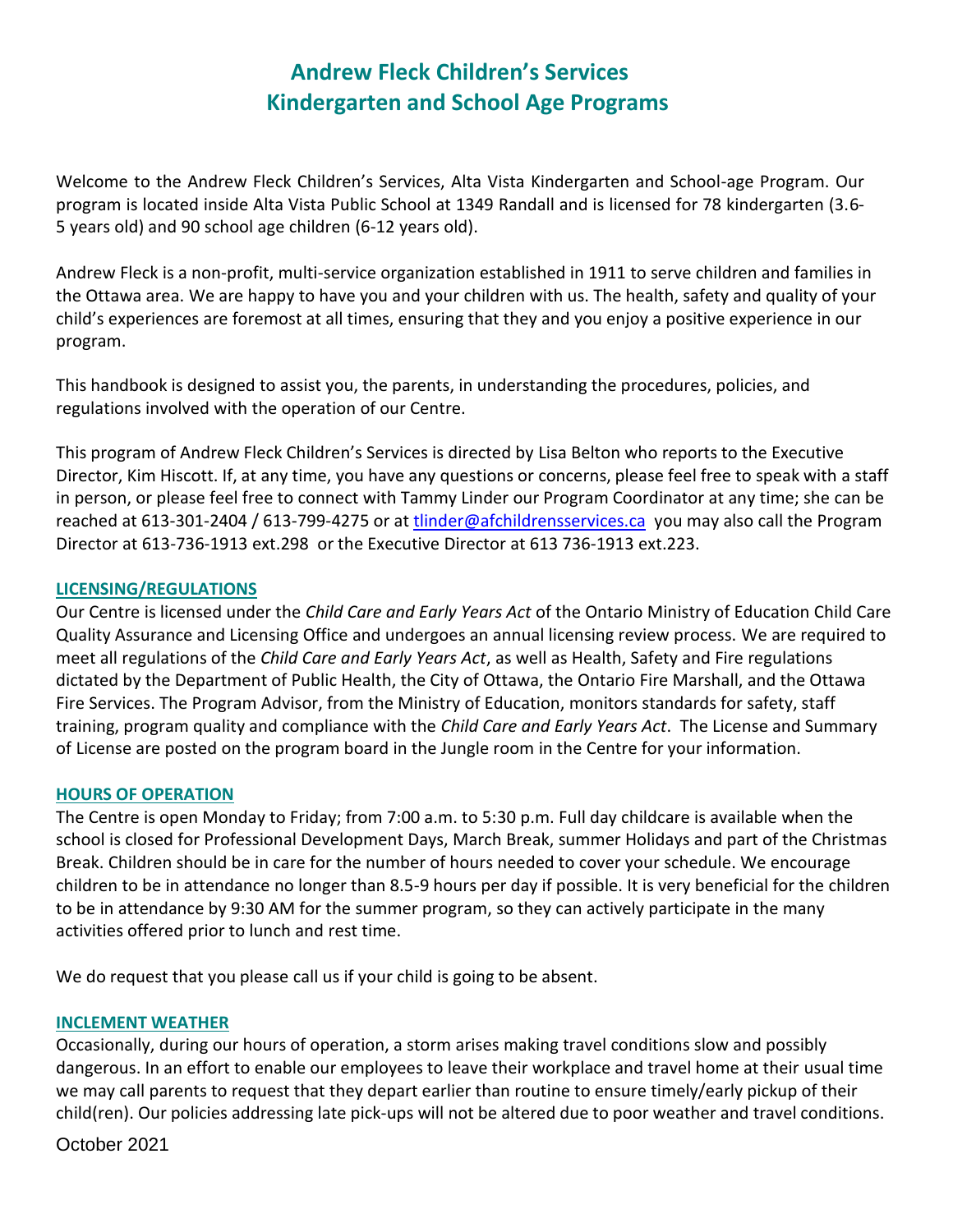# Andrew Fleck Children's Services
# Kindergarten and School Age Programs

Welcome to the Andrew Fleck Children's Services, Alta Vista Kindergarten and School-age Program. Our program is located inside Alta Vista Public School at 1349 Randall and is licensed for 78 kindergarten (3.6-5 years old) and 90 school age children (6-12 years old).

Andrew Fleck is a non-profit, multi-service organization established in 1911 to serve children and families in the Ottawa area. We are happy to have you and your children with us. The health, safety and quality of your child's experiences are foremost at all times, ensuring that they and you enjoy a positive experience in our program.

This handbook is designed to assist you, the parents, in understanding the procedures, policies, and regulations involved with the operation of our Centre.

This program of Andrew Fleck Children's Services is directed by Lisa Belton who reports to the Executive Director, Kim Hiscott. If, at any time, you have any questions or concerns, please feel free to speak with a staff in person, or please feel free to connect with Tammy Linder our Program Coordinator at any time; she can be reached at 613-301-2404 / 613-799-4275 or at tlinder@afchildrensservices.ca you may also call the Program Director at 613-736-1913 ext.298 or the Executive Director at 613 736-1913 ext.223.

## LICENSING/REGULATIONS

Our Centre is licensed under the *Child Care and Early Years Act* of the Ontario Ministry of Education Child Care Quality Assurance and Licensing Office and undergoes an annual licensing review process. We are required to meet all regulations of the *Child Care and Early Years Act*, as well as Health, Safety and Fire regulations dictated by the Department of Public Health, the City of Ottawa, the Ontario Fire Marshall, and the Ottawa Fire Services. The Program Advisor, from the Ministry of Education, monitors standards for safety, staff training, program quality and compliance with the *Child Care and Early Years Act*. The License and Summary of License are posted on the program board in the Jungle room in the Centre for your information.

## HOURS OF OPERATION

The Centre is open Monday to Friday; from 7:00 a.m. to 5:30 p.m. Full day childcare is available when the school is closed for Professional Development Days, March Break, summer Holidays and part of the Christmas Break. Children should be in care for the number of hours needed to cover your schedule. We encourage children to be in attendance no longer than 8.5-9 hours per day if possible. It is very beneficial for the children to be in attendance by 9:30 AM for the summer program, so they can actively participate in the many activities offered prior to lunch and rest time.

We do request that you please call us if your child is going to be absent.

## INCLEMENT WEATHER

Occasionally, during our hours of operation, a storm arises making travel conditions slow and possibly dangerous. In an effort to enable our employees to leave their workplace and travel home at their usual time we may call parents to request that they depart earlier than routine to ensure timely/early pickup of their child(ren). Our policies addressing late pick-ups will not be altered due to poor weather and travel conditions.

October 2021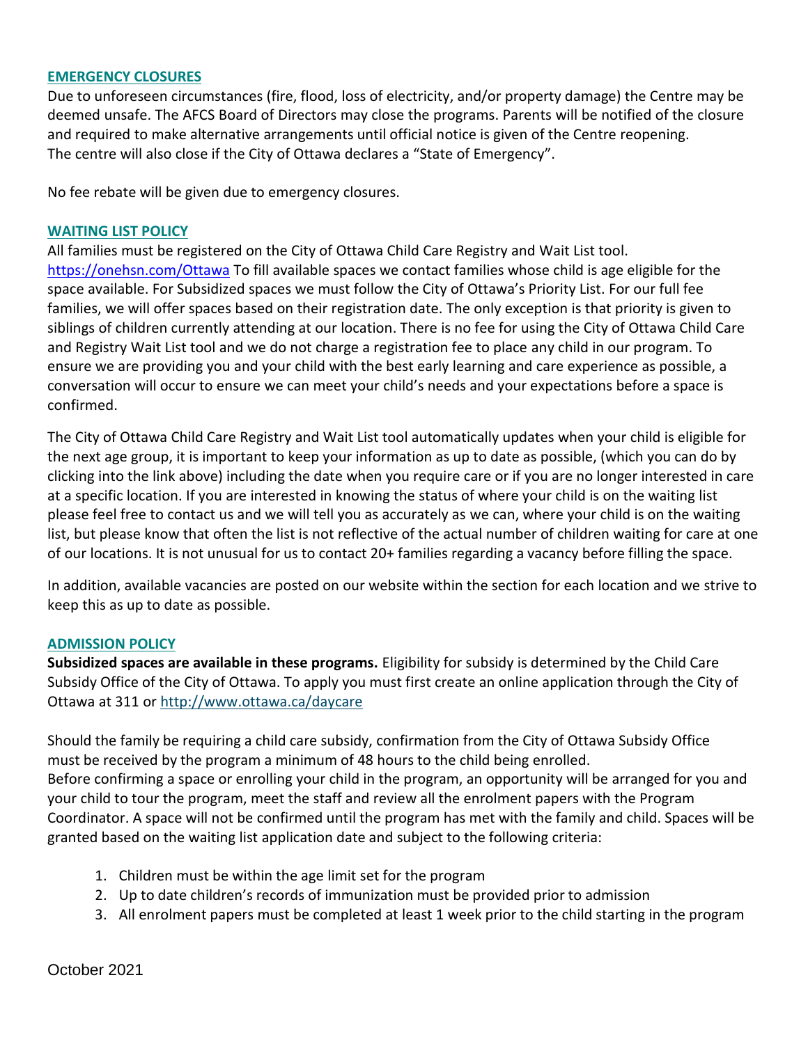## EMERGENCY CLOSURES

Due to unforeseen circumstances (fire, flood, loss of electricity, and/or property damage) the Centre may be deemed unsafe. The AFCS Board of Directors may close the programs. Parents will be notified of the closure and required to make alternative arrangements until official notice is given of the Centre reopening. The centre will also close if the City of Ottawa declares a "State of Emergency".

No fee rebate will be given due to emergency closures.

## WAITING LIST POLICY

All families must be registered on the City of Ottawa Child Care Registry and Wait List tool. https://onehsn.com/Ottawa To fill available spaces we contact families whose child is age eligible for the space available. For Subsidized spaces we must follow the City of Ottawa's Priority List. For our full fee families, we will offer spaces based on their registration date. The only exception is that priority is given to siblings of children currently attending at our location. There is no fee for using the City of Ottawa Child Care and Registry Wait List tool and we do not charge a registration fee to place any child in our program. To ensure we are providing you and your child with the best early learning and care experience as possible, a conversation will occur to ensure we can meet your child's needs and your expectations before a space is confirmed.

The City of Ottawa Child Care Registry and Wait List tool automatically updates when your child is eligible for the next age group, it is important to keep your information as up to date as possible, (which you can do by clicking into the link above) including the date when you require care or if you are no longer interested in care at a specific location. If you are interested in knowing the status of where your child is on the waiting list please feel free to contact us and we will tell you as accurately as we can, where your child is on the waiting list, but please know that often the list is not reflective of the actual number of children waiting for care at one of our locations. It is not unusual for us to contact 20+ families regarding a vacancy before filling the space.

In addition, available vacancies are posted on our website within the section for each location and we strive to keep this as up to date as possible.

## ADMISSION POLICY

**Subsidized spaces are available in these programs.** Eligibility for subsidy is determined by the Child Care Subsidy Office of the City of Ottawa. To apply you must first create an online application through the City of Ottawa at 311 or http://www.ottawa.ca/daycare

Should the family be requiring a child care subsidy, confirmation from the City of Ottawa Subsidy Office must be received by the program a minimum of 48 hours to the child being enrolled.
Before confirming a space or enrolling your child in the program, an opportunity will be arranged for you and your child to tour the program, meet the staff and review all the enrolment papers with the Program Coordinator. A space will not be confirmed until the program has met with the family and child. Spaces will be granted based on the waiting list application date and subject to the following criteria:

1. Children must be within the age limit set for the program
2. Up to date children's records of immunization must be provided prior to admission
3. All enrolment papers must be completed at least 1 week prior to the child starting in the program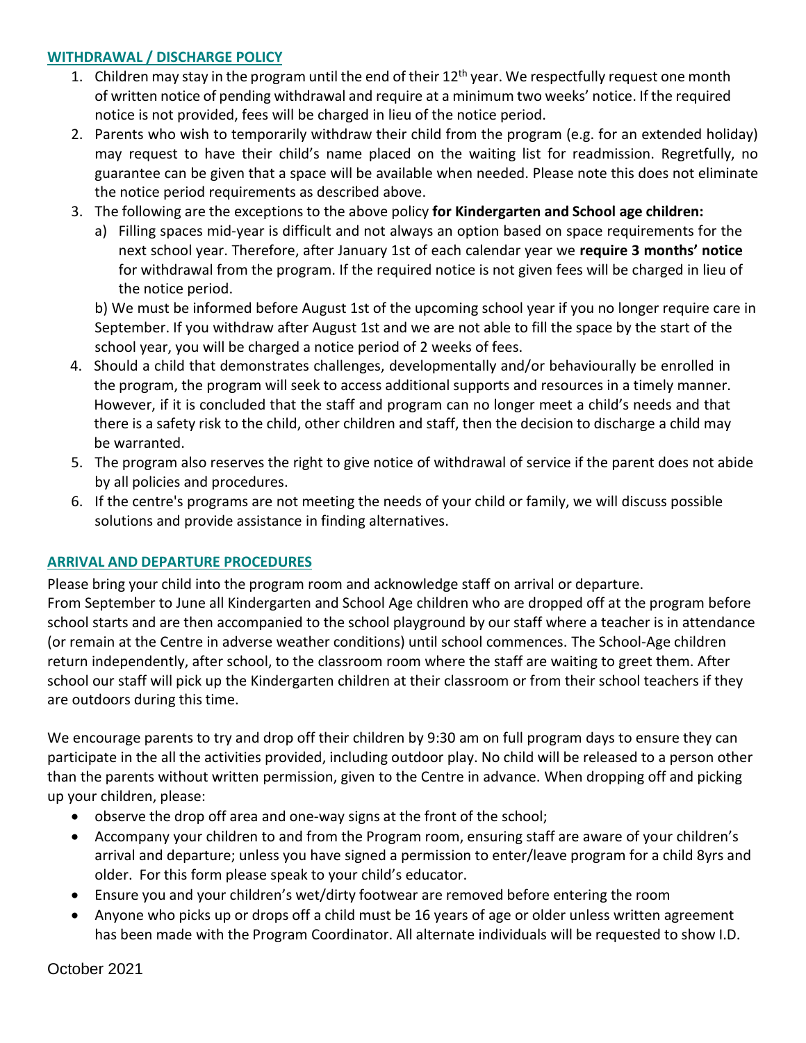## WITHDRAWAL / DISCHARGE POLICY

1. Children may stay in the program until the end of their 12th year. We respectfully request one month of written notice of pending withdrawal and require at a minimum two weeks' notice. If the required notice is not provided, fees will be charged in lieu of the notice period.
2. Parents who wish to temporarily withdraw their child from the program (e.g. for an extended holiday) may request to have their child's name placed on the waiting list for readmission. Regretfully, no guarantee can be given that a space will be available when needed. Please note this does not eliminate the notice period requirements as described above.
3. The following are the exceptions to the above policy **for Kindergarten and School age children:**
   a) Filling spaces mid-year is difficult and not always an option based on space requirements for the next school year. Therefore, after January 1st of each calendar year we **require 3 months' notice** for withdrawal from the program. If the required notice is not given fees will be charged in lieu of the notice period.

   b) We must be informed before August 1st of the upcoming school year if you no longer require care in September. If you withdraw after August 1st and we are not able to fill the space by the start of the school year, you will be charged a notice period of 2 weeks of fees.
4. Should a child that demonstrates challenges, developmentally and/or behaviourally be enrolled in the program, the program will seek to access additional supports and resources in a timely manner. However, if it is concluded that the staff and program can no longer meet a child's needs and that there is a safety risk to the child, other children and staff, then the decision to discharge a child may be warranted.
5. The program also reserves the right to give notice of withdrawal of service if the parent does not abide by all policies and procedures.
6. If the centre's programs are not meeting the needs of your child or family, we will discuss possible solutions and provide assistance in finding alternatives.

## ARRIVAL AND DEPARTURE PROCEDURES

Please bring your child into the program room and acknowledge staff on arrival or departure.
From September to June all Kindergarten and School Age children who are dropped off at the program before school starts and are then accompanied to the school playground by our staff where a teacher is in attendance (or remain at the Centre in adverse weather conditions) until school commences. The School-Age children return independently, after school, to the classroom room where the staff are waiting to greet them. After school our staff will pick up the Kindergarten children at their classroom or from their school teachers if they are outdoors during this time.

We encourage parents to try and drop off their children by 9:30 am on full program days to ensure they can participate in the all the activities provided, including outdoor play. No child will be released to a person other than the parents without written permission, given to the Centre in advance. When dropping off and picking up your children, please:

- observe the drop off area and one-way signs at the front of the school;
- Accompany your children to and from the Program room, ensuring staff are aware of your children's arrival and departure; unless you have signed a permission to enter/leave program for a child 8yrs and older. For this form please speak to your child's educator.
- Ensure you and your children's wet/dirty footwear are removed before entering the room
- Anyone who picks up or drops off a child must be 16 years of age or older unless written agreement has been made with the Program Coordinator. All alternate individuals will be requested to show I.D.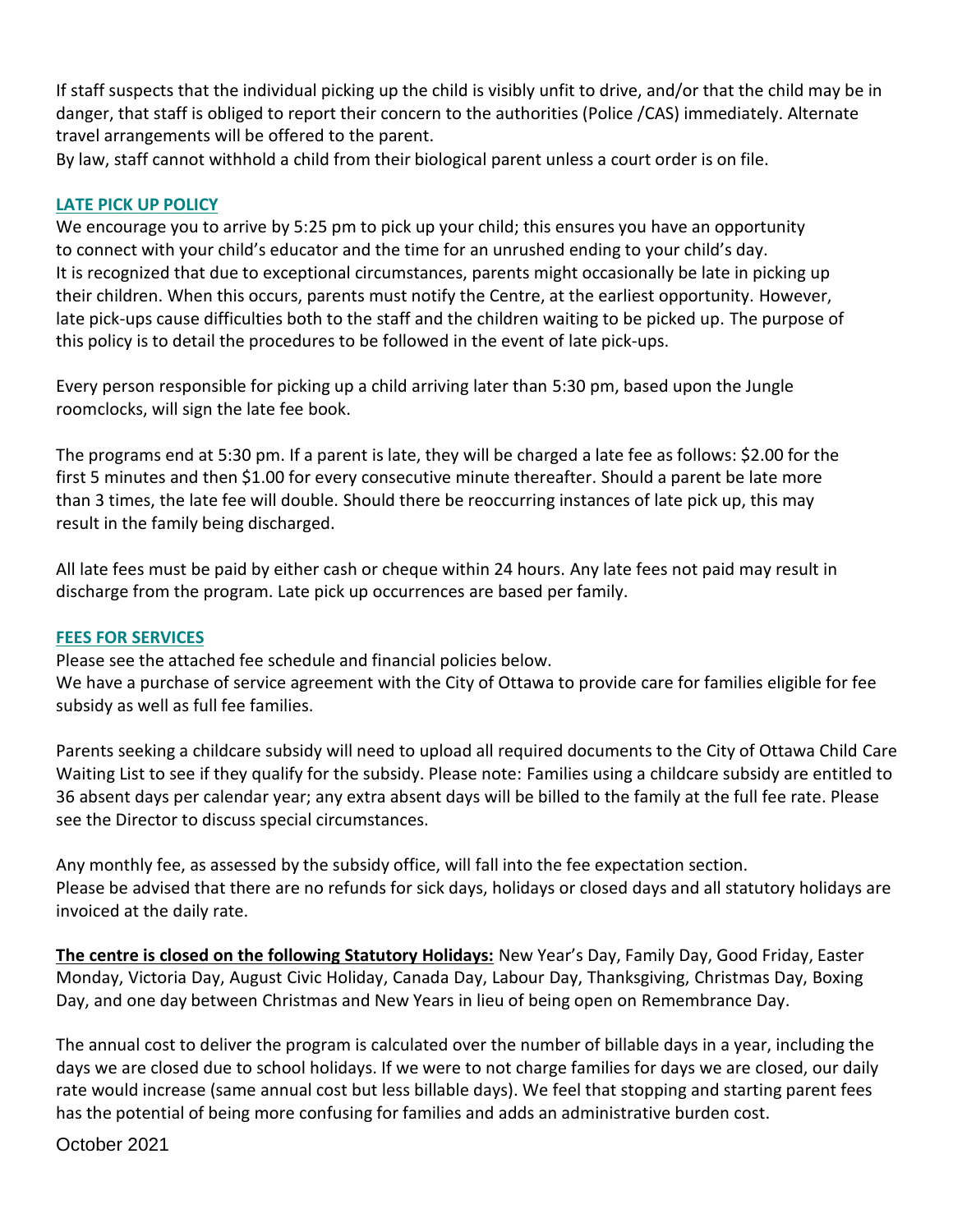If staff suspects that the individual picking up the child is visibly unfit to drive, and/or that the child may be in danger, that staff is obliged to report their concern to the authorities (Police /CAS) immediately. Alternate travel arrangements will be offered to the parent.
By law, staff cannot withhold a child from their biological parent unless a court order is on file.

## LATE PICK UP POLICY

We encourage you to arrive by 5:25 pm to pick up your child; this ensures you have an opportunity to connect with your child's educator and the time for an unrushed ending to your child's day. It is recognized that due to exceptional circumstances, parents might occasionally be late in picking up their children. When this occurs, parents must notify the Centre, at the earliest opportunity. However, late pick-ups cause difficulties both to the staff and the children waiting to be picked up. The purpose of this policy is to detail the procedures to be followed in the event of late pick-ups.

Every person responsible for picking up a child arriving later than 5:30 pm, based upon the Jungle roomclocks, will sign the late fee book.

The programs end at 5:30 pm. If a parent is late, they will be charged a late fee as follows: $2.00 for the first 5 minutes and then $1.00 for every consecutive minute thereafter. Should a parent be late more than 3 times, the late fee will double. Should there be reoccurring instances of late pick up, this may result in the family being discharged.

All late fees must be paid by either cash or cheque within 24 hours. Any late fees not paid may result in discharge from the program. Late pick up occurrences are based per family.

## FEES FOR SERVICES

Please see the attached fee schedule and financial policies below.
We have a purchase of service agreement with the City of Ottawa to provide care for families eligible for fee subsidy as well as full fee families.

Parents seeking a childcare subsidy will need to upload all required documents to the City of Ottawa Child Care Waiting List to see if they qualify for the subsidy. Please note: Families using a childcare subsidy are entitled to 36 absent days per calendar year; any extra absent days will be billed to the family at the full fee rate. Please see the Director to discuss special circumstances.

Any monthly fee, as assessed by the subsidy office, will fall into the fee expectation section.
Please be advised that there are no refunds for sick days, holidays or closed days and all statutory holidays are invoiced at the daily rate.

**The centre is closed on the following Statutory Holidays:** New Year's Day, Family Day, Good Friday, Easter Monday, Victoria Day, August Civic Holiday, Canada Day, Labour Day, Thanksgiving, Christmas Day, Boxing Day, and one day between Christmas and New Years in lieu of being open on Remembrance Day.

The annual cost to deliver the program is calculated over the number of billable days in a year, including the days we are closed due to school holidays. If we were to not charge families for days we are closed, our daily rate would increase (same annual cost but less billable days). We feel that stopping and starting parent fees has the potential of being more confusing for families and adds an administrative burden cost.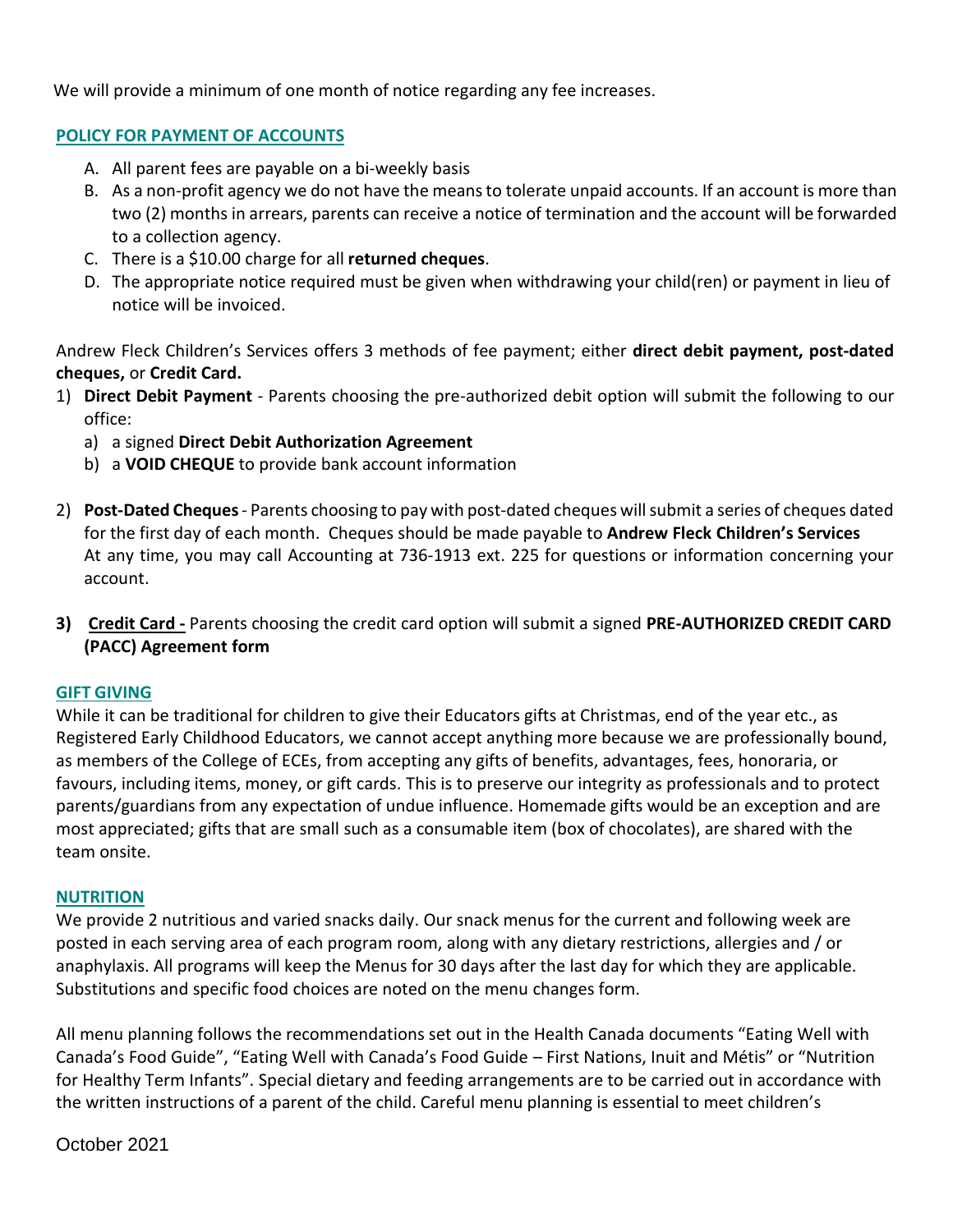We will provide a minimum of one month of notice regarding any fee increases.

## POLICY FOR PAYMENT OF ACCOUNTS

A. All parent fees are payable on a bi-weekly basis
B. As a non-profit agency we do not have the means to tolerate unpaid accounts. If an account is more than two (2) months in arrears, parents can receive a notice of termination and the account will be forwarded to a collection agency.
C. There is a $10.00 charge for all **returned cheques**.
D. The appropriate notice required must be given when withdrawing your child(ren) or payment in lieu of notice will be invoiced.

Andrew Fleck Children's Services offers 3 methods of fee payment; either **direct debit payment, post-dated cheques,** or **Credit Card.**

1) **Direct Debit Payment** - Parents choosing the pre-authorized debit option will submit the following to our office:
   a) a signed **Direct Debit Authorization Agreement**
   b) a **VOID CHEQUE** to provide bank account information

2) **Post-Dated Cheques** - Parents choosing to pay with post-dated cheques will submit a series of cheques dated for the first day of each month. Cheques should be made payable to **Andrew Fleck Children's Services**
   At any time, you may call Accounting at 736-1913 ext. 225 for questions or information concerning your account.

3) **Credit Card -** Parents choosing the credit card option will submit a signed **PRE-AUTHORIZED CREDIT CARD (PACC) Agreement form**

## GIFT GIVING

While it can be traditional for children to give their Educators gifts at Christmas, end of the year etc., as Registered Early Childhood Educators, we cannot accept anything more because we are professionally bound, as members of the College of ECEs, from accepting any gifts of benefits, advantages, fees, honoraria, or favours, including items, money, or gift cards. This is to preserve our integrity as professionals and to protect parents/guardians from any expectation of undue influence. Homemade gifts would be an exception and are most appreciated; gifts that are small such as a consumable item (box of chocolates), are shared with the team onsite.

## NUTRITION

We provide 2 nutritious and varied snacks daily. Our snack menus for the current and following week are posted in each serving area of each program room, along with any dietary restrictions, allergies and / or anaphylaxis. All programs will keep the Menus for 30 days after the last day for which they are applicable. Substitutions and specific food choices are noted on the menu changes form.

All menu planning follows the recommendations set out in the Health Canada documents "Eating Well with Canada's Food Guide", "Eating Well with Canada's Food Guide – First Nations, Inuit and Métis" or "Nutrition for Healthy Term Infants". Special dietary and feeding arrangements are to be carried out in accordance with the written instructions of a parent of the child. Careful menu planning is essential to meet children's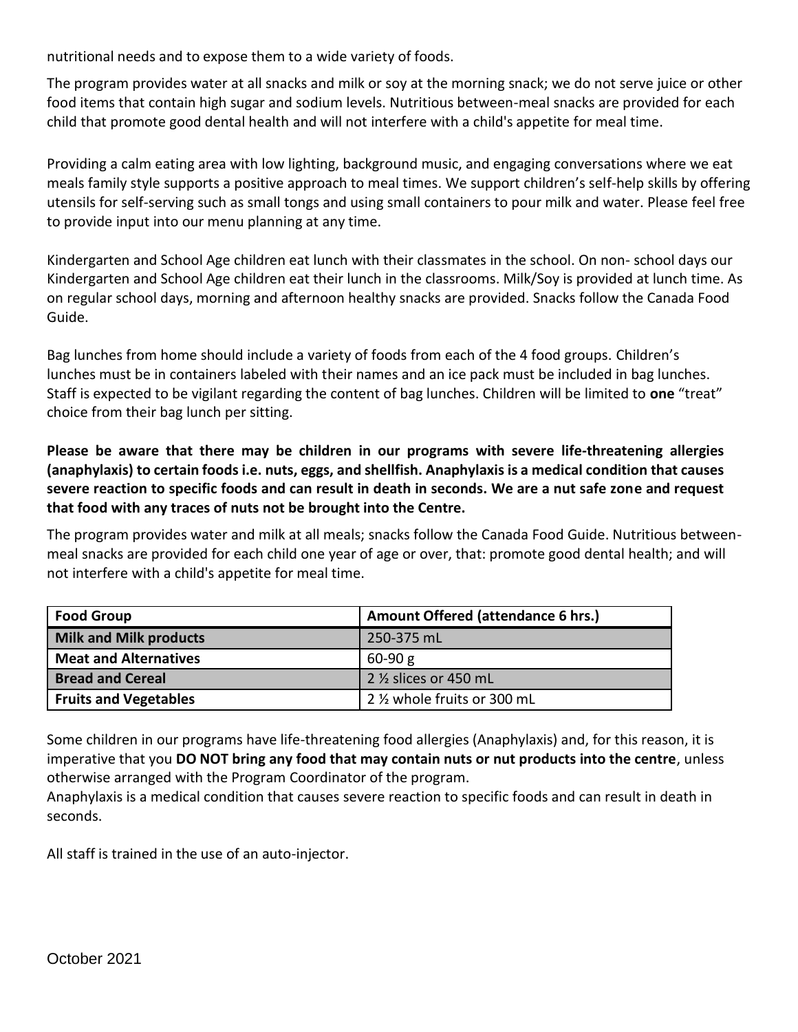nutritional needs and to expose them to a wide variety of foods.

The program provides water at all snacks and milk or soy at the morning snack; we do not serve juice or other food items that contain high sugar and sodium levels. Nutritious between-meal snacks are provided for each child that promote good dental health and will not interfere with a child's appetite for meal time.

Providing a calm eating area with low lighting, background music, and engaging conversations where we eat meals family style supports a positive approach to meal times. We support children's self-help skills by offering utensils for self-serving such as small tongs and using small containers to pour milk and water. Please feel free to provide input into our menu planning at any time.

Kindergarten and School Age children eat lunch with their classmates in the school. On non- school days our Kindergarten and School Age children eat their lunch in the classrooms. Milk/Soy is provided at lunch time. As on regular school days, morning and afternoon healthy snacks are provided. Snacks follow the Canada Food Guide.

Bag lunches from home should include a variety of foods from each of the 4 food groups. Children's lunches must be in containers labeled with their names and an ice pack must be included in bag lunches. Staff is expected to be vigilant regarding the content of bag lunches. Children will be limited to **one** "treat" choice from their bag lunch per sitting.

**Please be aware that there may be children in our programs with severe life-threatening allergies (anaphylaxis) to certain foods i.e. nuts, eggs, and shellfish. Anaphylaxis is a medical condition that causes severe reaction to specific foods and can result in death in seconds. We are a nut safe zone and request that food with any traces of nuts not be brought into the Centre.**

The program provides water and milk at all meals; snacks follow the Canada Food Guide. Nutritious between-meal snacks are provided for each child one year of age or over, that: promote good dental health; and will not interfere with a child's appetite for meal time.

| Food Group | Amount Offered (attendance 6 hrs.) |
|---|---|
| **Milk and Milk products** | 250-375 mL |
| **Meat and Alternatives** | 60-90 g |
| **Bread and Cereal** | 2 ½ slices or 450 mL |
| **Fruits and Vegetables** | 2 ½ whole fruits or 300 mL |

Some children in our programs have life-threatening food allergies (Anaphylaxis) and, for this reason, it is imperative that you **DO NOT bring any food that may contain nuts or nut products into the centre**, unless otherwise arranged with the Program Coordinator of the program.
Anaphylaxis is a medical condition that causes severe reaction to specific foods and can result in death in seconds.

All staff is trained in the use of an auto-injector.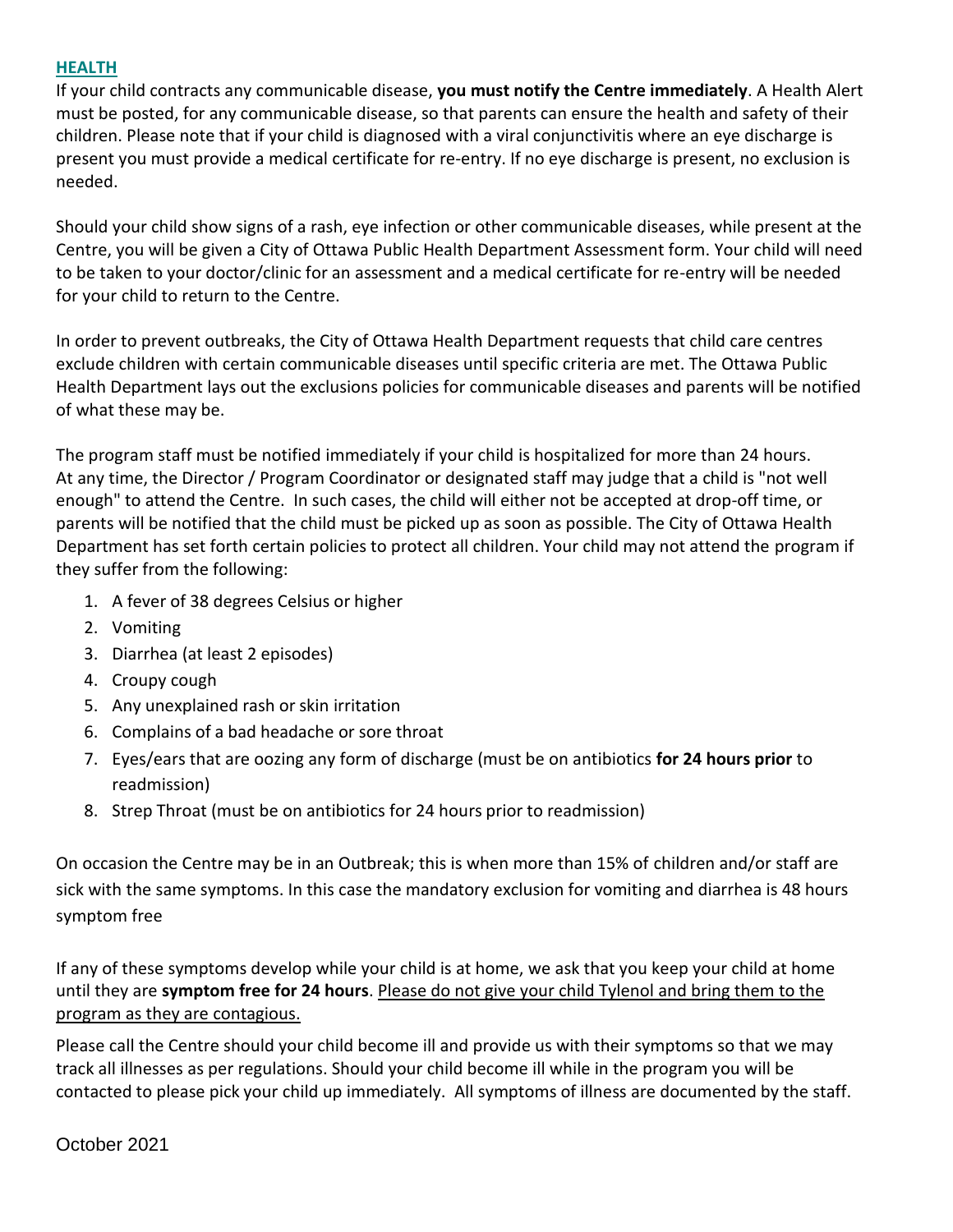## HEALTH

If your child contracts any communicable disease, **you must notify the Centre immediately**. A Health Alert must be posted, for any communicable disease, so that parents can ensure the health and safety of their children. Please note that if your child is diagnosed with a viral conjunctivitis where an eye discharge is present you must provide a medical certificate for re-entry. If no eye discharge is present, no exclusion is needed.

Should your child show signs of a rash, eye infection or other communicable diseases, while present at the Centre, you will be given a City of Ottawa Public Health Department Assessment form. Your child will need to be taken to your doctor/clinic for an assessment and a medical certificate for re-entry will be needed for your child to return to the Centre.

In order to prevent outbreaks, the City of Ottawa Health Department requests that child care centres exclude children with certain communicable diseases until specific criteria are met. The Ottawa Public Health Department lays out the exclusions policies for communicable diseases and parents will be notified of what these may be.

The program staff must be notified immediately if your child is hospitalized for more than 24 hours. At any time, the Director / Program Coordinator or designated staff may judge that a child is "not well enough" to attend the Centre. In such cases, the child will either not be accepted at drop-off time, or parents will be notified that the child must be picked up as soon as possible. The City of Ottawa Health Department has set forth certain policies to protect all children. Your child may not attend the program if they suffer from the following:

1. A fever of 38 degrees Celsius or higher
2. Vomiting
3. Diarrhea (at least 2 episodes)
4. Croupy cough
5. Any unexplained rash or skin irritation
6. Complains of a bad headache or sore throat
7. Eyes/ears that are oozing any form of discharge (must be on antibiotics **for 24 hours prior** to readmission)
8. Strep Throat (must be on antibiotics for 24 hours prior to readmission)

On occasion the Centre may be in an Outbreak; this is when more than 15% of children and/or staff are sick with the same symptoms. In this case the mandatory exclusion for vomiting and diarrhea is 48 hours symptom free

If any of these symptoms develop while your child is at home, we ask that you keep your child at home until they are **symptom free for 24 hours**. <u>Please do not give your child Tylenol and bring them to the program as they are contagious.</u>

Please call the Centre should your child become ill and provide us with their symptoms so that we may track all illnesses as per regulations. Should your child become ill while in the program you will be contacted to please pick your child up immediately. All symptoms of illness are documented by the staff.

October 2021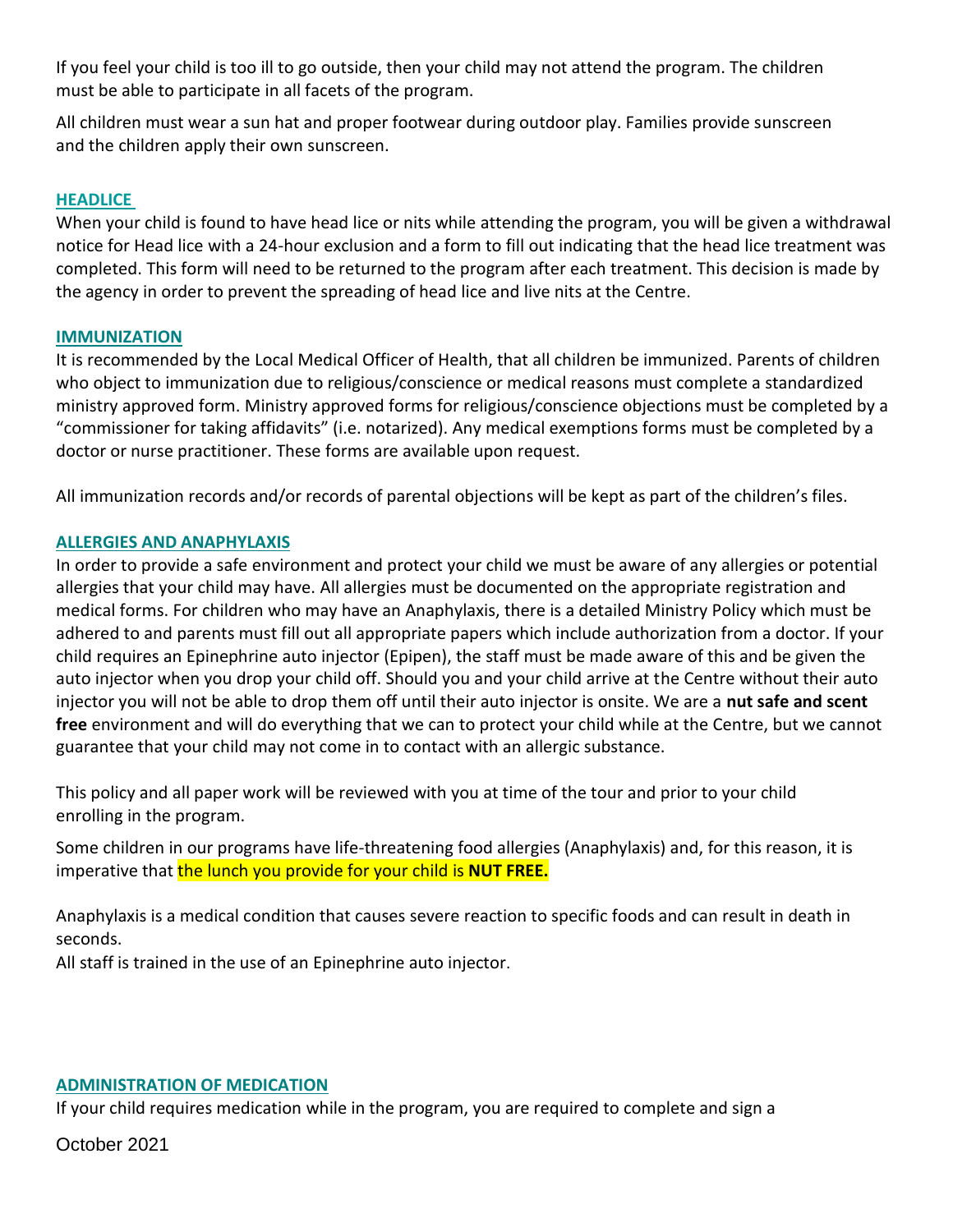If you feel your child is too ill to go outside, then your child may not attend the program. The children must be able to participate in all facets of the program.

All children must wear a sun hat and proper footwear during outdoor play. Families provide sunscreen and the children apply their own sunscreen.

## HEADLICE

When your child is found to have head lice or nits while attending the program, you will be given a withdrawal notice for Head lice with a 24-hour exclusion and a form to fill out indicating that the head lice treatment was completed. This form will need to be returned to the program after each treatment. This decision is made by the agency in order to prevent the spreading of head lice and live nits at the Centre.

## IMMUNIZATION

It is recommended by the Local Medical Officer of Health, that all children be immunized. Parents of children who object to immunization due to religious/conscience or medical reasons must complete a standardized ministry approved form. Ministry approved forms for religious/conscience objections must be completed by a "commissioner for taking affidavits" (i.e. notarized). Any medical exemptions forms must be completed by a doctor or nurse practitioner. These forms are available upon request.

All immunization records and/or records of parental objections will be kept as part of the children's files.

## ALLERGIES AND ANAPHYLAXIS

In order to provide a safe environment and protect your child we must be aware of any allergies or potential allergies that your child may have. All allergies must be documented on the appropriate registration and medical forms. For children who may have an Anaphylaxis, there is a detailed Ministry Policy which must be adhered to and parents must fill out all appropriate papers which include authorization from a doctor. If your child requires an Epinephrine auto injector (Epipen), the staff must be made aware of this and be given the auto injector when you drop your child off. Should you and your child arrive at the Centre without their auto injector you will not be able to drop them off until their auto injector is onsite. We are a **nut safe and scent free** environment and will do everything that we can to protect your child while at the Centre, but we cannot guarantee that your child may not come in to contact with an allergic substance.

This policy and all paper work will be reviewed with you at time of the tour and prior to your child enrolling in the program.

Some children in our programs have life-threatening food allergies (Anaphylaxis) and, for this reason, it is imperative that the lunch you provide for your child is **NUT FREE.**

Anaphylaxis is a medical condition that causes severe reaction to specific foods and can result in death in seconds.
All staff is trained in the use of an Epinephrine auto injector.

## ADMINISTRATION OF MEDICATION

If your child requires medication while in the program, you are required to complete and sign a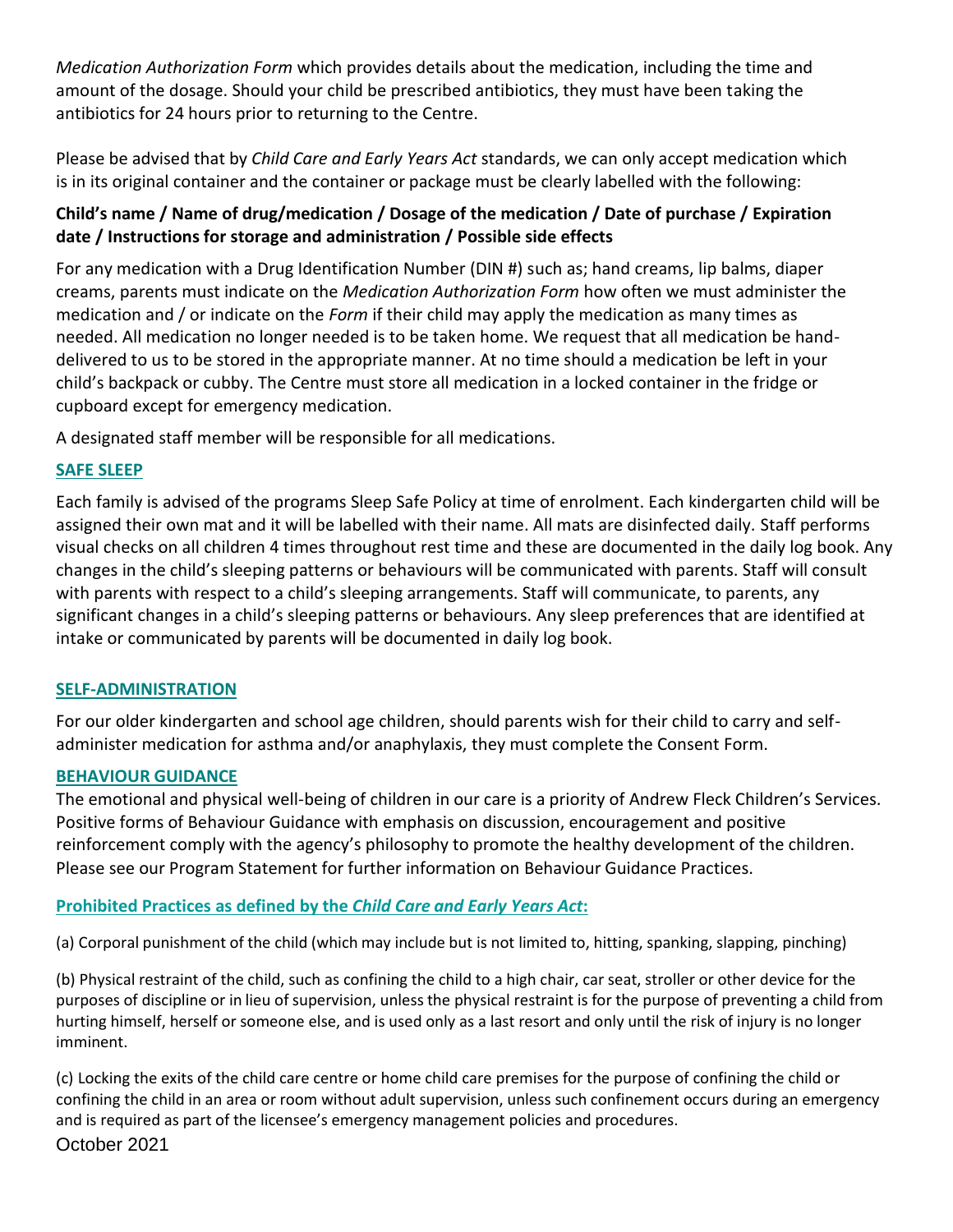*Medication Authorization Form* which provides details about the medication, including the time and amount of the dosage. Should your child be prescribed antibiotics, they must have been taking the antibiotics for 24 hours prior to returning to the Centre.

Please be advised that by *Child Care and Early Years Act* standards, we can only accept medication which is in its original container and the container or package must be clearly labelled with the following:

**Child's name / Name of drug/medication / Dosage of the medication / Date of purchase / Expiration date / Instructions for storage and administration / Possible side effects**

For any medication with a Drug Identification Number (DIN #) such as; hand creams, lip balms, diaper creams, parents must indicate on the *Medication Authorization Form* how often we must administer the medication and / or indicate on the *Form* if their child may apply the medication as many times as needed. All medication no longer needed is to be taken home. We request that all medication be hand-delivered to us to be stored in the appropriate manner. At no time should a medication be left in your child's backpack or cubby. The Centre must store all medication in a locked container in the fridge or cupboard except for emergency medication.

A designated staff member will be responsible for all medications.

## SAFE SLEEP

Each family is advised of the programs Sleep Safe Policy at time of enrolment. Each kindergarten child will be assigned their own mat and it will be labelled with their name. All mats are disinfected daily. Staff performs visual checks on all children 4 times throughout rest time and these are documented in the daily log book. Any changes in the child's sleeping patterns or behaviours will be communicated with parents. Staff will consult with parents with respect to a child's sleeping arrangements. Staff will communicate, to parents, any significant changes in a child's sleeping patterns or behaviours. Any sleep preferences that are identified at intake or communicated by parents will be documented in daily log book.

## SELF-ADMINISTRATION

For our older kindergarten and school age children, should parents wish for their child to carry and self-administer medication for asthma and/or anaphylaxis, they must complete the Consent Form.

## BEHAVIOUR GUIDANCE

The emotional and physical well-being of children in our care is a priority of Andrew Fleck Children's Services. Positive forms of Behaviour Guidance with emphasis on discussion, encouragement and positive reinforcement comply with the agency's philosophy to promote the healthy development of the children. Please see our Program Statement for further information on Behaviour Guidance Practices.

### Prohibited Practices as defined by the *Child Care and Early Years Act*:

(a) Corporal punishment of the child (which may include but is not limited to, hitting, spanking, slapping, pinching)

(b) Physical restraint of the child, such as confining the child to a high chair, car seat, stroller or other device for the purposes of discipline or in lieu of supervision, unless the physical restraint is for the purpose of preventing a child from hurting himself, herself or someone else, and is used only as a last resort and only until the risk of injury is no longer imminent.

(c) Locking the exits of the child care centre or home child care premises for the purpose of confining the child or confining the child in an area or room without adult supervision, unless such confinement occurs during an emergency and is required as part of the licensee's emergency management policies and procedures.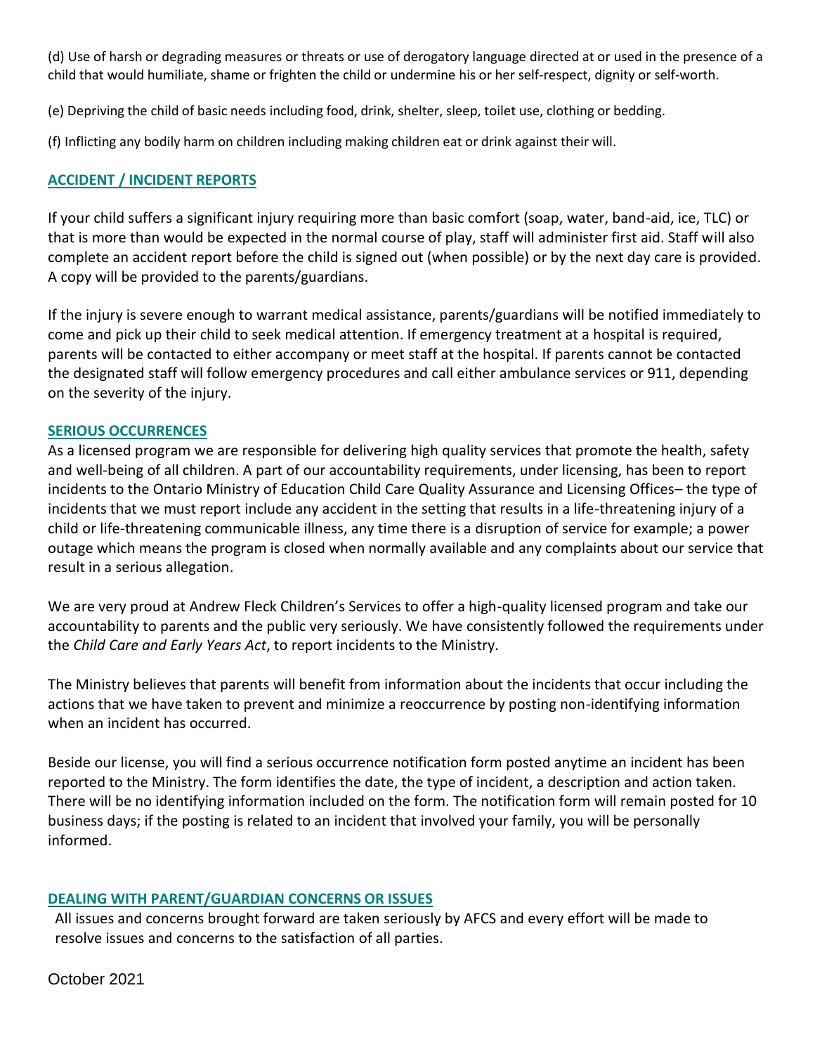(d) Use of harsh or degrading measures or threats or use of derogatory language directed at or used in the presence of a child that would humiliate, shame or frighten the child or undermine his or her self-respect, dignity or self-worth.

(e) Depriving the child of basic needs including food, drink, shelter, sleep, toilet use, clothing or bedding.

(f) Inflicting any bodily harm on children including making children eat or drink against their will.

## ACCIDENT / INCIDENT REPORTS

If your child suffers a significant injury requiring more than basic comfort (soap, water, band-aid, ice, TLC) or that is more than would be expected in the normal course of play, staff will administer first aid. Staff will also complete an accident report before the child is signed out (when possible) or by the next day care is provided. A copy will be provided to the parents/guardians.

If the injury is severe enough to warrant medical assistance, parents/guardians will be notified immediately to come and pick up their child to seek medical attention. If emergency treatment at a hospital is required, parents will be contacted to either accompany or meet staff at the hospital. If parents cannot be contacted the designated staff will follow emergency procedures and call either ambulance services or 911, depending on the severity of the injury.

## SERIOUS OCCURRENCES

As a licensed program we are responsible for delivering high quality services that promote the health, safety and well-being of all children. A part of our accountability requirements, under licensing, has been to report incidents to the Ontario Ministry of Education Child Care Quality Assurance and Licensing Offices– the type of incidents that we must report include any accident in the setting that results in a life-threatening injury of a child or life-threatening communicable illness, any time there is a disruption of service for example; a power outage which means the program is closed when normally available and any complaints about our service that result in a serious allegation.

We are very proud at Andrew Fleck Children's Services to offer a high-quality licensed program and take our accountability to parents and the public very seriously. We have consistently followed the requirements under the *Child Care and Early Years Act*, to report incidents to the Ministry.

The Ministry believes that parents will benefit from information about the incidents that occur including the actions that we have taken to prevent and minimize a reoccurrence by posting non-identifying information when an incident has occurred.

Beside our license, you will find a serious occurrence notification form posted anytime an incident has been reported to the Ministry. The form identifies the date, the type of incident, a description and action taken. There will be no identifying information included on the form. The notification form will remain posted for 10 business days; if the posting is related to an incident that involved your family, you will be personally informed.

## DEALING WITH PARENT/GUARDIAN CONCERNS OR ISSUES

All issues and concerns brought forward are taken seriously by AFCS and every effort will be made to resolve issues and concerns to the satisfaction of all parties.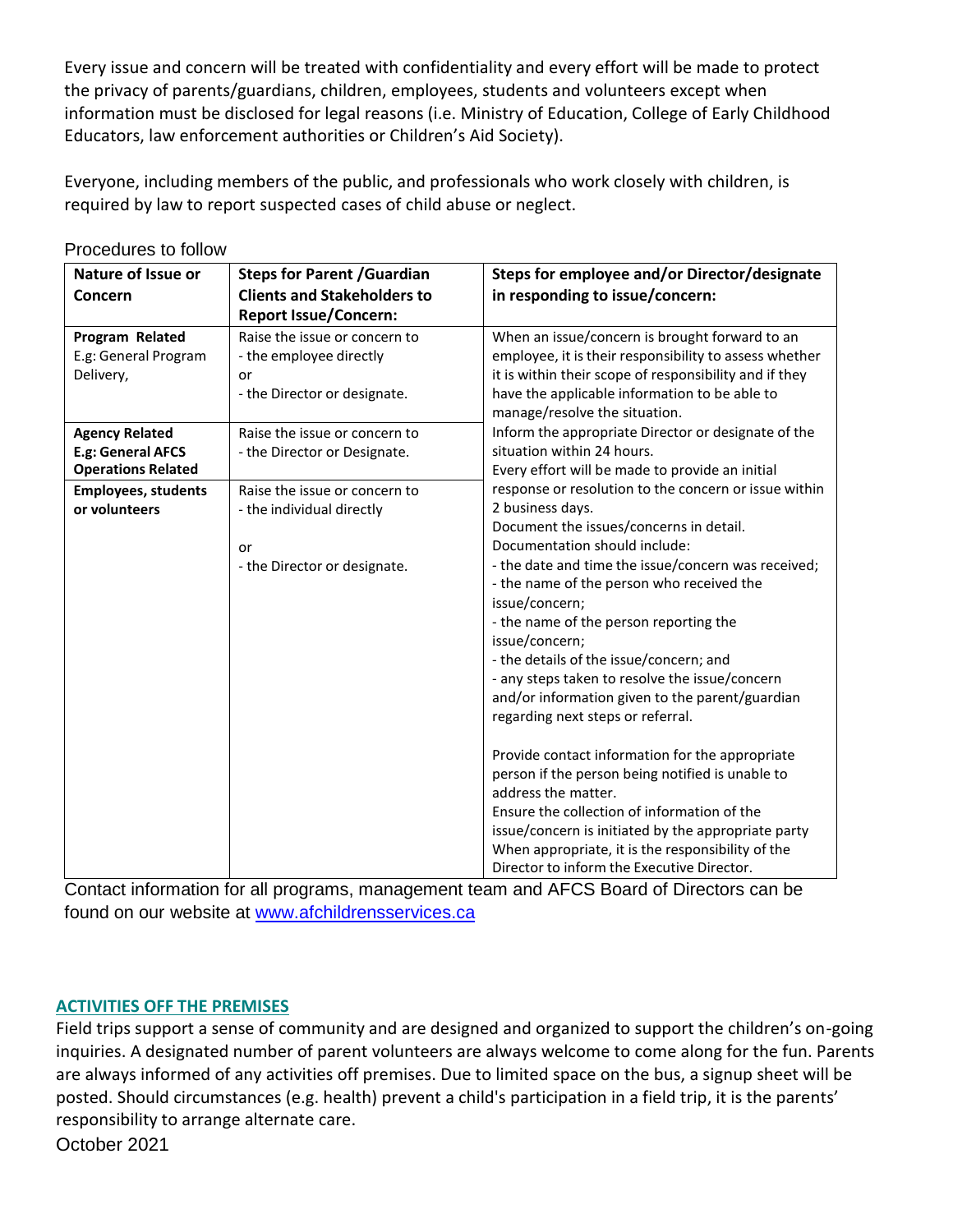Every issue and concern will be treated with confidentiality and every effort will be made to protect the privacy of parents/guardians, children, employees, students and volunteers except when information must be disclosed for legal reasons (i.e. Ministry of Education, College of Early Childhood Educators, law enforcement authorities or Children's Aid Society).

Everyone, including members of the public, and professionals who work closely with children, is required by law to report suspected cases of child abuse or neglect.

Procedures to follow

| Nature of Issue or Concern | Steps for Parent /Guardian Clients and Stakeholders to Report Issue/Concern: | Steps for employee and/or Director/designate in responding to issue/concern: |
|---|---|---|
| **Program Related**<br>E.g: General Program Delivery, | Raise the issue or concern to<br>- the employee directly<br>or<br>- the Director or designate. | When an issue/concern is brought forward to an employee, it is their responsibility to assess whether it is within their scope of responsibility and if they have the applicable information to be able to manage/resolve the situation.<br>Inform the appropriate Director or designate of the situation within 24 hours.<br>Every effort will be made to provide an initial response or resolution to the concern or issue within 2 business days.<br>Document the issues/concerns in detail.<br>Documentation should include:<br>- the date and time the issue/concern was received;<br>- the name of the person who received the issue/concern;<br>- the name of the person reporting the issue/concern;<br>- the details of the issue/concern; and<br>- any steps taken to resolve the issue/concern and/or information given to the parent/guardian regarding next steps or referral.<br><br>Provide contact information for the appropriate person if the person being notified is unable to address the matter.<br>Ensure the collection of information of the issue/concern is initiated by the appropriate party<br>When appropriate, it is the responsibility of the Director to inform the Executive Director. |
| **Agency Related**<br>**E.g: General AFCS Operations Related** | Raise the issue or concern to<br>- the Director or Designate. | |
| **Employees, students or volunteers** | Raise the issue or concern to<br>- the individual directly<br>or<br>- the Director or designate. | |

Contact information for all programs, management team and AFCS Board of Directors can be found on our website at [www.afchildrensservices.ca](http://www.afchildrensservices.ca)

## ACTIVITIES OFF THE PREMISES

Field trips support a sense of community and are designed and organized to support the children's on-going inquiries. A designated number of parent volunteers are always welcome to come along for the fun. Parents are always informed of any activities off premises. Due to limited space on the bus, a signup sheet will be posted. Should circumstances (e.g. health) prevent a child's participation in a field trip, it is the parents' responsibility to arrange alternate care.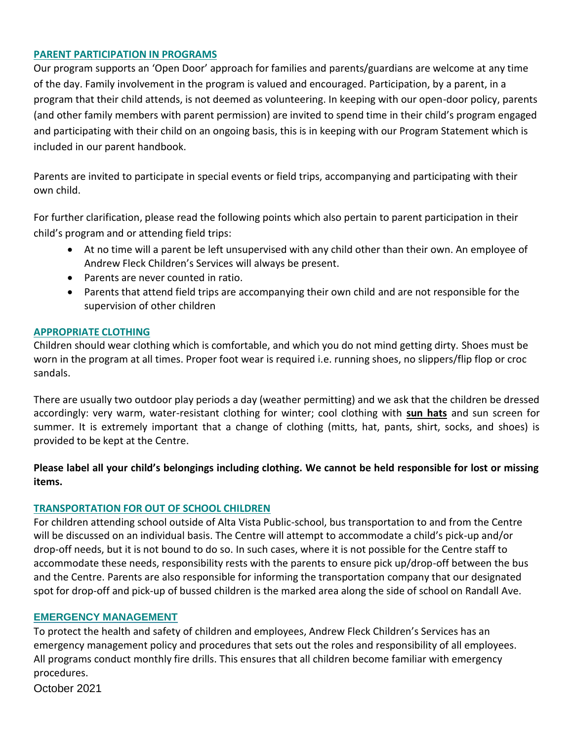## PARENT PARTICIPATION IN PROGRAMS

Our program supports an 'Open Door' approach for families and parents/guardians are welcome at any time of the day. Family involvement in the program is valued and encouraged. Participation, by a parent, in a program that their child attends, is not deemed as volunteering. In keeping with our open-door policy, parents (and other family members with parent permission) are invited to spend time in their child's program engaged and participating with their child on an ongoing basis, this is in keeping with our Program Statement which is included in our parent handbook.

Parents are invited to participate in special events or field trips, accompanying and participating with their own child.

For further clarification, please read the following points which also pertain to parent participation in their child's program and or attending field trips:

- At no time will a parent be left unsupervised with any child other than their own. An employee of Andrew Fleck Children's Services will always be present.
- Parents are never counted in ratio.
- Parents that attend field trips are accompanying their own child and are not responsible for the supervision of other children

## APPROPRIATE CLOTHING

Children should wear clothing which is comfortable, and which you do not mind getting dirty. Shoes must be worn in the program at all times. Proper foot wear is required i.e. running shoes, no slippers/flip flop or croc sandals.

There are usually two outdoor play periods a day (weather permitting) and we ask that the children be dressed accordingly: very warm, water-resistant clothing for winter; cool clothing with **sun hats** and sun screen for summer. It is extremely important that a change of clothing (mitts, hat, pants, shirt, socks, and shoes) is provided to be kept at the Centre.

**Please label all your child's belongings including clothing. We cannot be held responsible for lost or missing items.**

## TRANSPORTATION FOR OUT OF SCHOOL CHILDREN

For children attending school outside of Alta Vista Public-school, bus transportation to and from the Centre will be discussed on an individual basis. The Centre will attempt to accommodate a child's pick-up and/or drop-off needs, but it is not bound to do so. In such cases, where it is not possible for the Centre staff to accommodate these needs, responsibility rests with the parents to ensure pick up/drop-off between the bus and the Centre. Parents are also responsible for informing the transportation company that our designated spot for drop-off and pick-up of bussed children is the marked area along the side of school on Randall Ave.

## EMERGENCY MANAGEMENT

To protect the health and safety of children and employees, Andrew Fleck Children's Services has an emergency management policy and procedures that sets out the roles and responsibility of all employees. All programs conduct monthly fire drills. This ensures that all children become familiar with emergency procedures.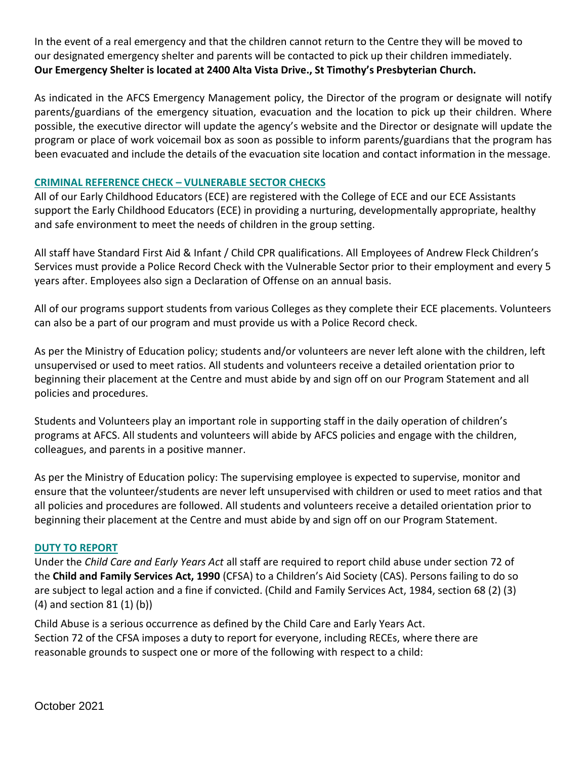In the event of a real emergency and that the children cannot return to the Centre they will be moved to our designated emergency shelter and parents will be contacted to pick up their children immediately. **Our Emergency Shelter is located at 2400 Alta Vista Drive., St Timothy's Presbyterian Church.**

As indicated in the AFCS Emergency Management policy, the Director of the program or designate will notify parents/guardians of the emergency situation, evacuation and the location to pick up their children. Where possible, the executive director will update the agency's website and the Director or designate will update the program or place of work voicemail box as soon as possible to inform parents/guardians that the program has been evacuated and include the details of the evacuation site location and contact information in the message.

## CRIMINAL REFERENCE CHECK – VULNERABLE SECTOR CHECKS

All of our Early Childhood Educators (ECE) are registered with the College of ECE and our ECE Assistants support the Early Childhood Educators (ECE) in providing a nurturing, developmentally appropriate, healthy and safe environment to meet the needs of children in the group setting.

All staff have Standard First Aid & Infant / Child CPR qualifications. All Employees of Andrew Fleck Children's Services must provide a Police Record Check with the Vulnerable Sector prior to their employment and every 5 years after. Employees also sign a Declaration of Offense on an annual basis.

All of our programs support students from various Colleges as they complete their ECE placements. Volunteers can also be a part of our program and must provide us with a Police Record check.

As per the Ministry of Education policy; students and/or volunteers are never left alone with the children, left unsupervised or used to meet ratios. All students and volunteers receive a detailed orientation prior to beginning their placement at the Centre and must abide by and sign off on our Program Statement and all policies and procedures.

Students and Volunteers play an important role in supporting staff in the daily operation of children's programs at AFCS. All students and volunteers will abide by AFCS policies and engage with the children, colleagues, and parents in a positive manner.

As per the Ministry of Education policy: The supervising employee is expected to supervise, monitor and ensure that the volunteer/students are never left unsupervised with children or used to meet ratios and that all policies and procedures are followed. All students and volunteers receive a detailed orientation prior to beginning their placement at the Centre and must abide by and sign off on our Program Statement.

## DUTY TO REPORT

Under the *Child Care and Early Years Act* all staff are required to report child abuse under section 72 of the **Child and Family Services Act, 1990** (CFSA) to a Children's Aid Society (CAS). Persons failing to do so are subject to legal action and a fine if convicted. (Child and Family Services Act, 1984, section 68 (2) (3) (4) and section 81 (1) (b))

Child Abuse is a serious occurrence as defined by the Child Care and Early Years Act.
Section 72 of the CFSA imposes a duty to report for everyone, including RECEs, where there are reasonable grounds to suspect one or more of the following with respect to a child:

October 2021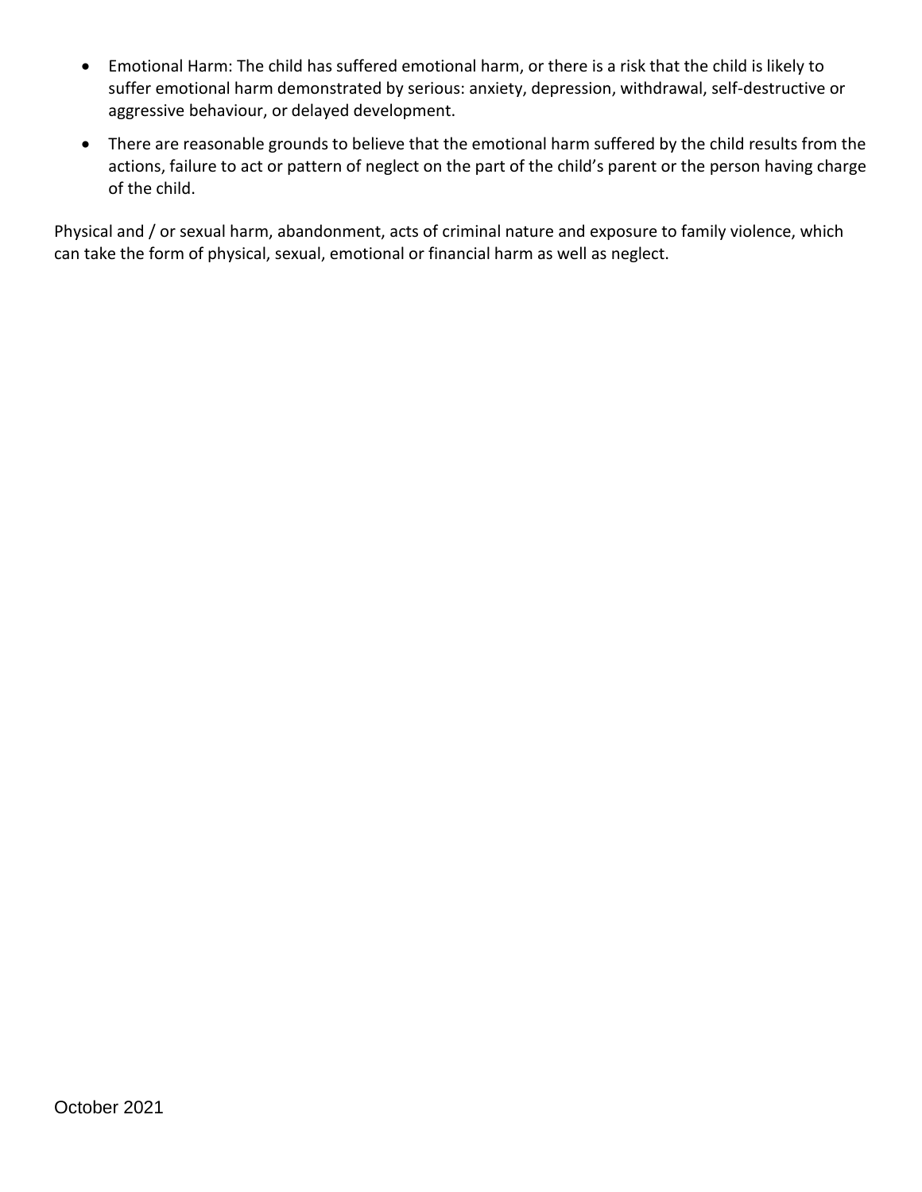- Emotional Harm: The child has suffered emotional harm, or there is a risk that the child is likely to suffer emotional harm demonstrated by serious: anxiety, depression, withdrawal, self-destructive or aggressive behaviour, or delayed development.
- There are reasonable grounds to believe that the emotional harm suffered by the child results from the actions, failure to act or pattern of neglect on the part of the child's parent or the person having charge of the child.

Physical and / or sexual harm, abandonment, acts of criminal nature and exposure to family violence, which can take the form of physical, sexual, emotional or financial harm as well as neglect.